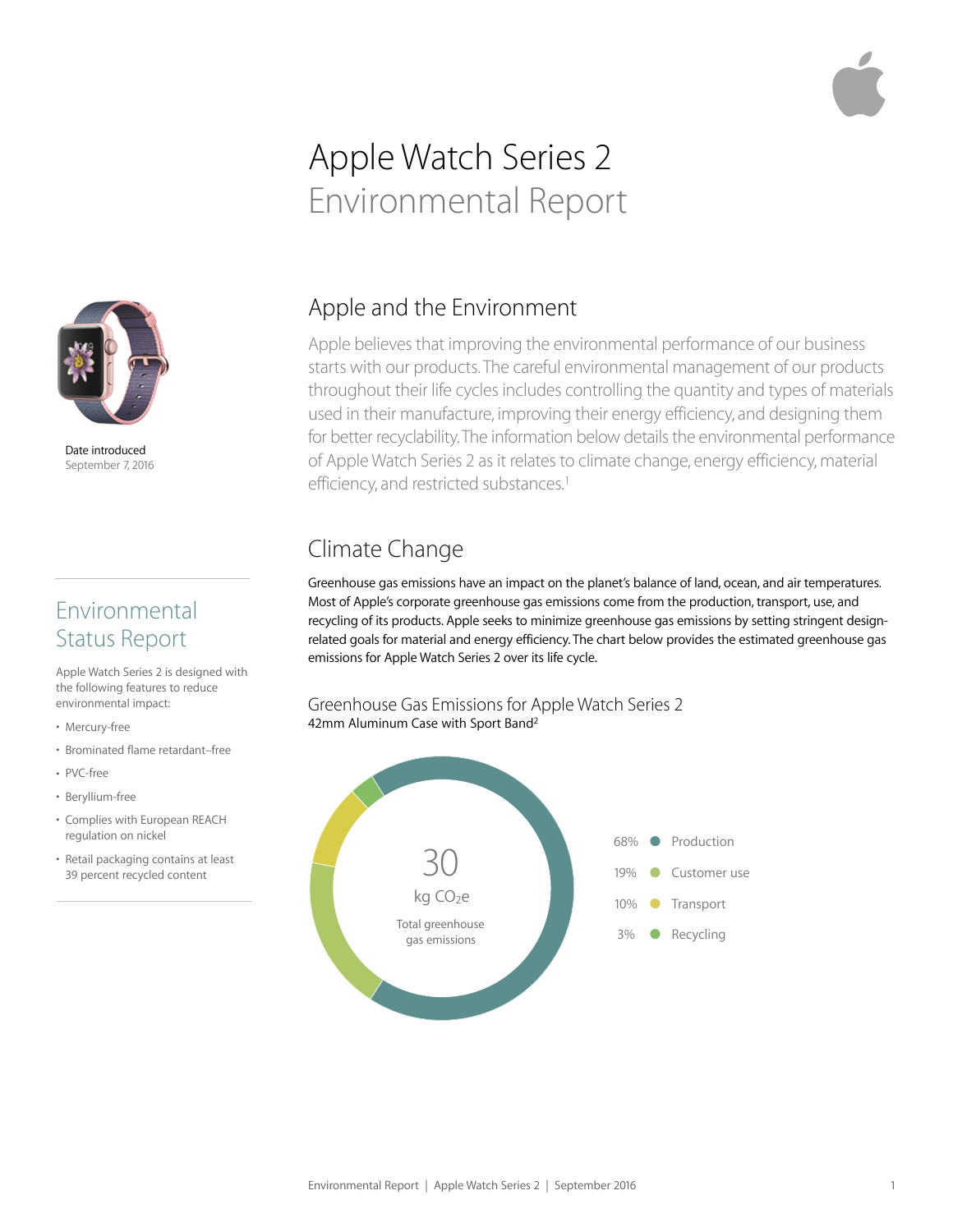# Apple Watch Series 2
## Environmental Report

Date introduced
September 7, 2016

## Apple and the Environment

Apple believes that improving the environmental performance of our business starts with our products. The careful environmental management of our products throughout their life cycles includes controlling the quantity and types of materials used in their manufacture, improving their energy efficiency, and designing them for better recyclability. The information below details the environmental performance of Apple Watch Series 2 as it relates to climate change, energy efficiency, material efficiency, and restricted substances.[1]

## Climate Change

Greenhouse gas emissions have an impact on the planet's balance of land, ocean, and air temperatures. Most of Apple's corporate greenhouse gas emissions come from the production, transport, use, and recycling of its products. Apple seeks to minimize greenhouse gas emissions by setting stringent design-related goals for material and energy efficiency. The chart below provides the estimated greenhouse gas emissions for Apple Watch Series 2 over its life cycle.

### Greenhouse Gas Emissions for Apple Watch Series 2

42mm Aluminum Case with Sport Band[2]

30 kg $CO_2e$
Total greenhouse gas emissions

| Share | Phase |
|---|---|
| 68% | Production |
| 19% | Customer use |
| 10% | Transport |
| 3% | Recycling |

## Environmental Status Report

Apple Watch Series 2 is designed with the following features to reduce environmental impact:

- Mercury-free
- Brominated flame retardant–free
- PVC-free
- Beryllium-free
- Complies with European REACH regulation on nickel
- Retail packaging contains at least 39 percent recycled content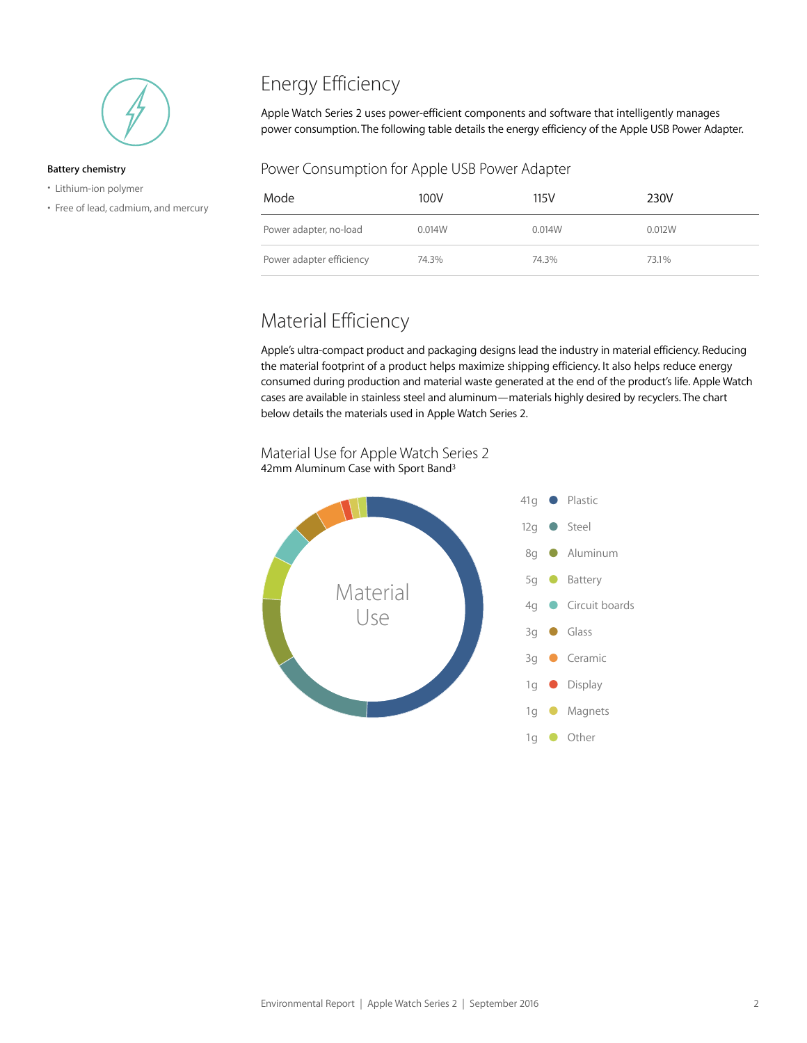**Battery chemistry**

- Lithium-ion polymer
- Free of lead, cadmium, and mercury

# Energy Efficiency

Apple Watch Series 2 uses power-efficient components and software that intelligently manages power consumption. The following table details the energy efficiency of the Apple USB Power Adapter.

## Power Consumption for Apple USB Power Adapter

| Mode | 100V | 115V | 230V |
|---|---|---|---|
| Power adapter, no-load | 0.014W | 0.014W | 0.012W |
| Power adapter efficiency | 74.3% | 74.3% | 73.1% |

# Material Efficiency

Apple's ultra-compact product and packaging designs lead the industry in material efficiency. Reducing the material footprint of a product helps maximize shipping efficiency. It also helps reduce energy consumed during production and material waste generated at the end of the product's life. Apple Watch cases are available in stainless steel and aluminum—materials highly desired by recyclers. The chart below details the materials used in Apple Watch Series 2.

## Material Use for Apple Watch Series 2

42mm Aluminum Case with Sport Band[3]

Material Use

| Weight | Material |
|---|---|
| 41g | Plastic |
| 12g | Steel |
| 8g | Aluminum |
| 5g | Battery |
| 4g | Circuit boards |
| 3g | Glass |
| 3g | Ceramic |
| 1g | Display |
| 1g | Magnets |
| 1g | Other |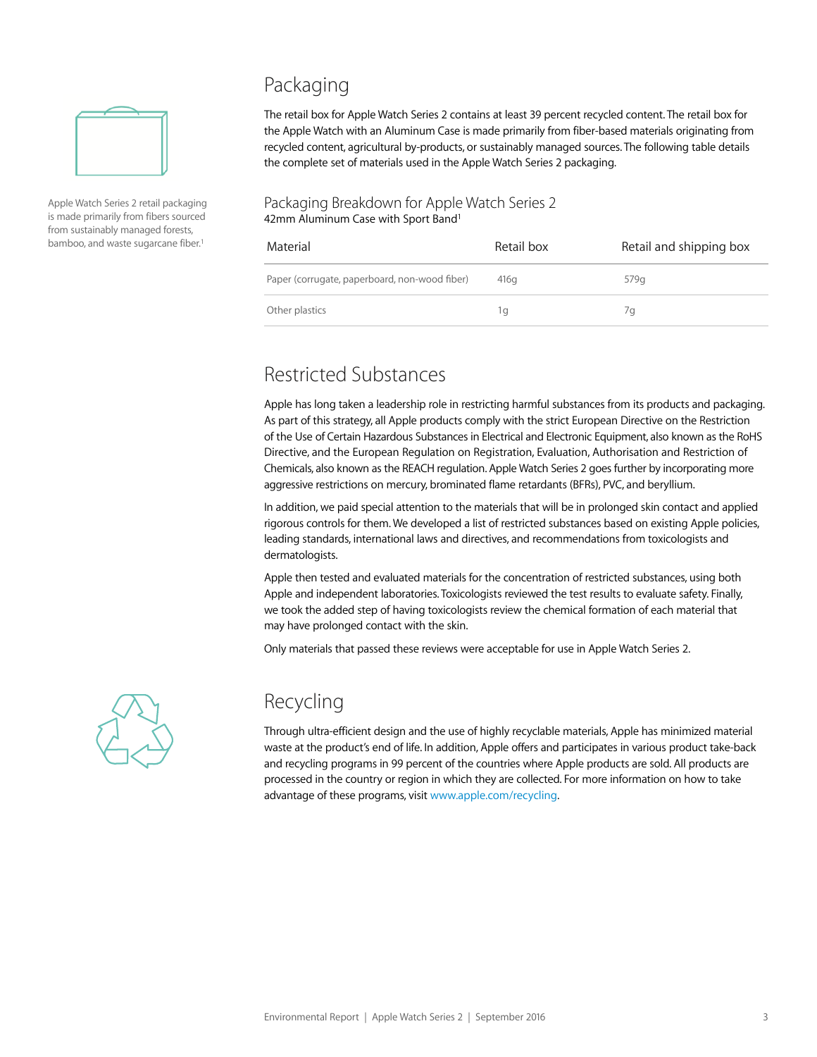Apple Watch Series 2 retail packaging is made primarily from fibers sourced from sustainably managed forests, bamboo, and waste sugarcane fiber.[1]

## Packaging

The retail box for Apple Watch Series 2 contains at least 39 percent recycled content. The retail box for the Apple Watch with an Aluminum Case is made primarily from fiber-based materials originating from recycled content, agricultural by-products, or sustainably managed sources. The following table details the complete set of materials used in the Apple Watch Series 2 packaging.

### Packaging Breakdown for Apple Watch Series 2

42mm Aluminum Case with Sport Band[1]

| Material | Retail box | Retail and shipping box |
|---|---|---|
| Paper (corrugate, paperboard, non-wood fiber) | 416g | 579g |
| Other plastics | 1g | 7g |

## Restricted Substances

Apple has long taken a leadership role in restricting harmful substances from its products and packaging. As part of this strategy, all Apple products comply with the strict European Directive on the Restriction of the Use of Certain Hazardous Substances in Electrical and Electronic Equipment, also known as the RoHS Directive, and the European Regulation on Registration, Evaluation, Authorisation and Restriction of Chemicals, also known as the REACH regulation. Apple Watch Series 2 goes further by incorporating more aggressive restrictions on mercury, brominated flame retardants (BFRs), PVC, and beryllium.

In addition, we paid special attention to the materials that will be in prolonged skin contact and applied rigorous controls for them. We developed a list of restricted substances based on existing Apple policies, leading standards, international laws and directives, and recommendations from toxicologists and dermatologists.

Apple then tested and evaluated materials for the concentration of restricted substances, using both Apple and independent laboratories. Toxicologists reviewed the test results to evaluate safety. Finally, we took the added step of having toxicologists review the chemical formation of each material that may have prolonged contact with the skin.

Only materials that passed these reviews were acceptable for use in Apple Watch Series 2.

## Recycling

Through ultra-efficient design and the use of highly recyclable materials, Apple has minimized material waste at the product's end of life. In addition, Apple offers and participates in various product take-back and recycling programs in 99 percent of the countries where Apple products are sold. All products are processed in the country or region in which they are collected. For more information on how to take advantage of these programs, visit www.apple.com/recycling.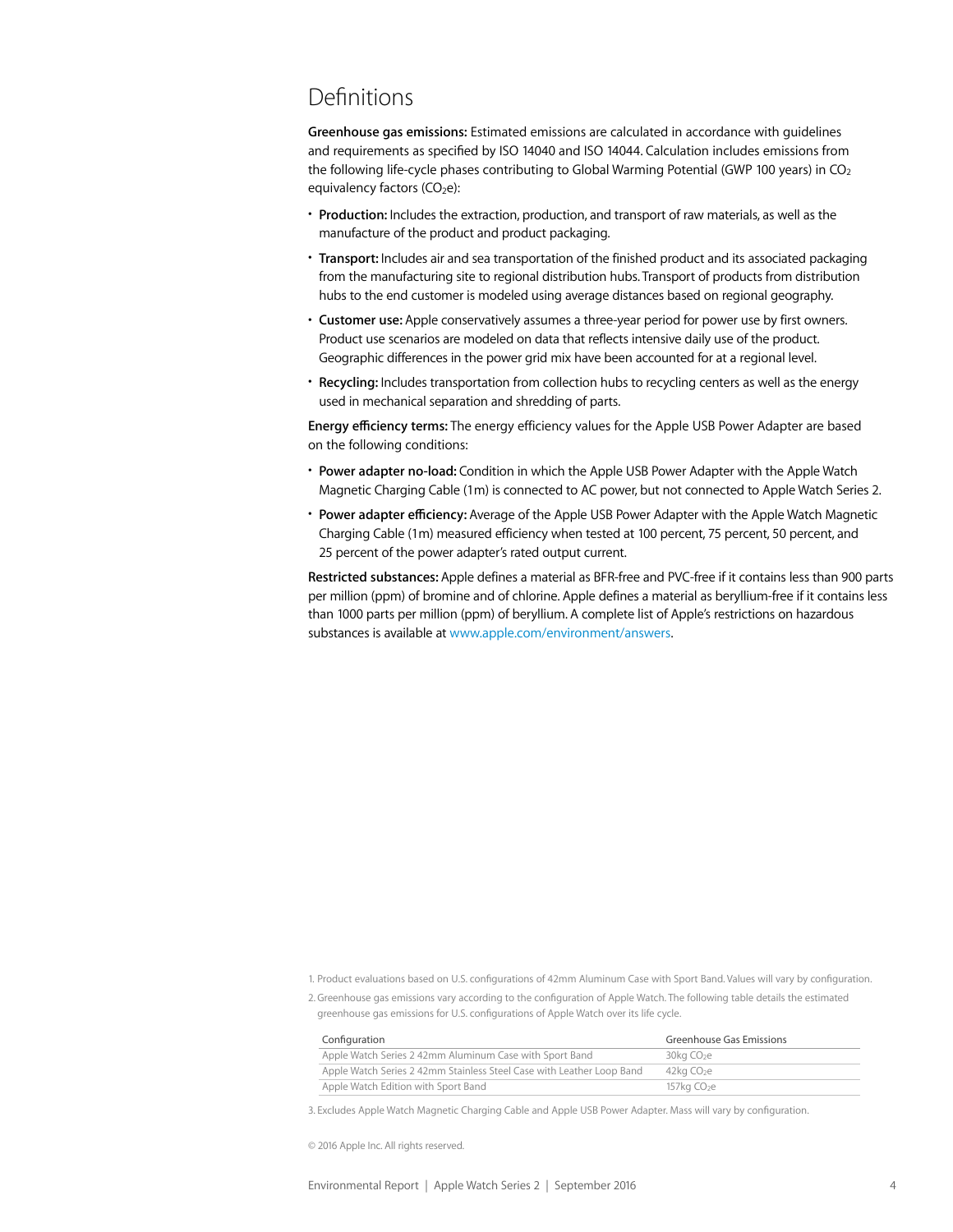# Definitions

**Greenhouse gas emissions:** Estimated emissions are calculated in accordance with guidelines and requirements as specified by ISO 14040 and ISO 14044. Calculation includes emissions from the following life-cycle phases contributing to Global Warming Potential (GWP 100 years) in $CO_2$ equivalency factors ($CO_2e$):

- **Production:** Includes the extraction, production, and transport of raw materials, as well as the manufacture of the product and product packaging.
- **Transport:** Includes air and sea transportation of the finished product and its associated packaging from the manufacturing site to regional distribution hubs. Transport of products from distribution hubs to the end customer is modeled using average distances based on regional geography.
- **Customer use:** Apple conservatively assumes a three-year period for power use by first owners. Product use scenarios are modeled on data that reflects intensive daily use of the product. Geographic differences in the power grid mix have been accounted for at a regional level.
- **Recycling:** Includes transportation from collection hubs to recycling centers as well as the energy used in mechanical separation and shredding of parts.

**Energy efficiency terms:** The energy efficiency values for the Apple USB Power Adapter are based on the following conditions:

- **Power adapter no-load:** Condition in which the Apple USB Power Adapter with the Apple Watch Magnetic Charging Cable (1m) is connected to AC power, but not connected to Apple Watch Series 2.
- **Power adapter efficiency:** Average of the Apple USB Power Adapter with the Apple Watch Magnetic Charging Cable (1m) measured efficiency when tested at 100 percent, 75 percent, 50 percent, and 25 percent of the power adapter's rated output current.

**Restricted substances:** Apple defines a material as BFR-free and PVC-free if it contains less than 900 parts per million (ppm) of bromine and of chlorine. Apple defines a material as beryllium-free if it contains less than 1000 parts per million (ppm) of beryllium. A complete list of Apple's restrictions on hazardous substances is available at www.apple.com/environment/answers.

1. Product evaluations based on U.S. configurations of 42mm Aluminum Case with Sport Band. Values will vary by configuration.
2. Greenhouse gas emissions vary according to the configuration of Apple Watch. The following table details the estimated greenhouse gas emissions for U.S. configurations of Apple Watch over its life cycle.

| Configuration | Greenhouse Gas Emissions |
| --- | --- |
| Apple Watch Series 2 42mm Aluminum Case with Sport Band | 30kg $CO_2e$ |
| Apple Watch Series 2 42mm Stainless Steel Case with Leather Loop Band | 42kg $CO_2e$ |
| Apple Watch Edition with Sport Band | 157kg $CO_2e$ |

3. Excludes Apple Watch Magnetic Charging Cable and Apple USB Power Adapter. Mass will vary by configuration.

© 2016 Apple Inc. All rights reserved.